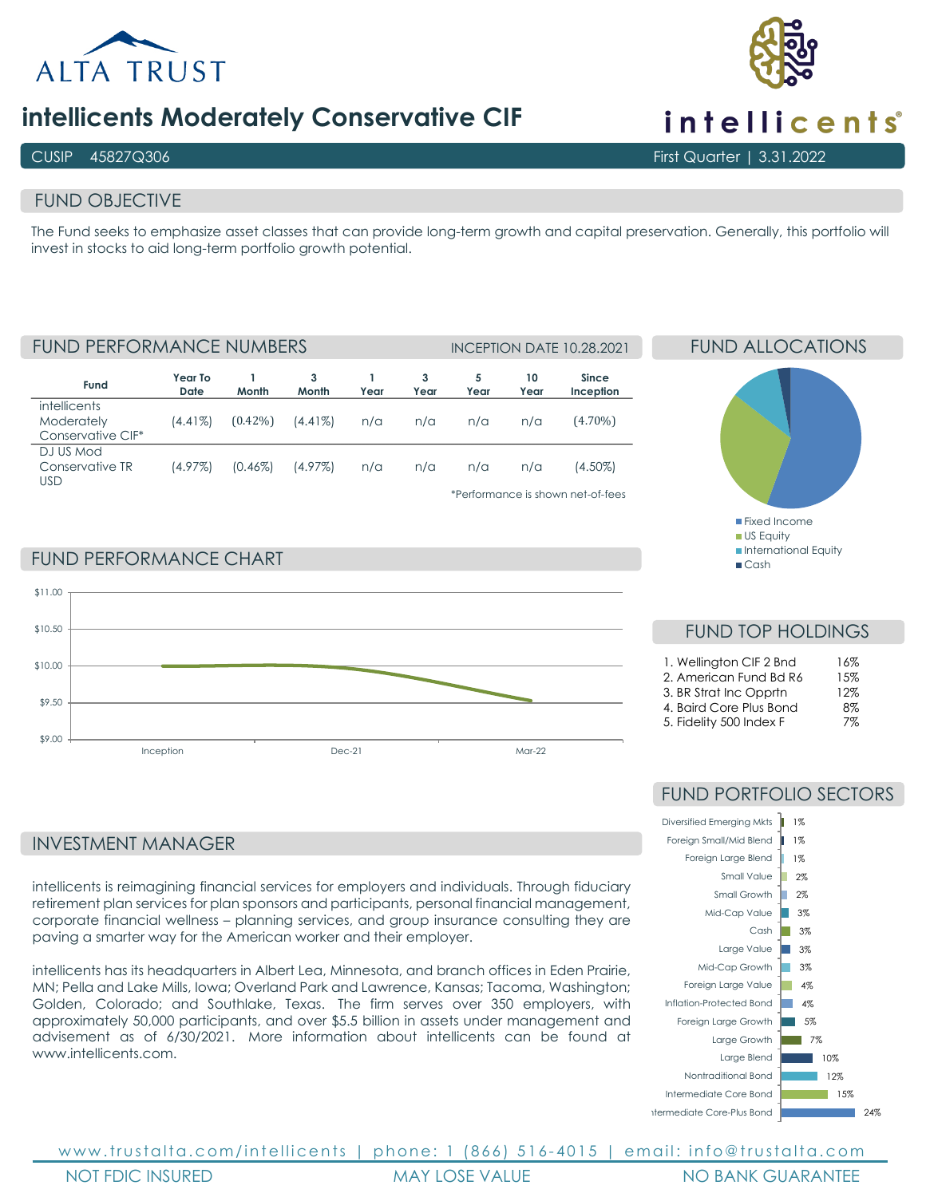# intellicents Moderately Conservative CIF

CUSIP 45827Q306 | First Quarter | 3.31.2022

## FUND OBJECTIVE

The Fund seeks to emphasize asset classes that can provide long-term growth and capital preservation. Generally, this portfolio will invest in stocks to aid long-term portfolio growth potential.

## FUND PERFORMANCE NUMBERS

INCEPTION DATE 10.28.2021

| Fund | Year To Date | 1 Month | 3 Month | 1 Year | 3 Year | 5 Year | 10 Year | Since Inception |
|---|---|---|---|---|---|---|---|---|
| intellicents Moderately Conservative CIF* | (4.41%) | (0.42%) | (4.41%) | n/a | n/a | n/a | n/a | (4.70%) |
| DJ US Mod Conservative TR USD | (4.97%) | (0.46%) | (4.97%) | n/a | n/a | n/a | n/a | (4.50%) |

*Performance is shown net-of-fees

## FUND ALLOCATIONS

- Fixed Income
- US Equity
- International Equity
- Cash

## FUND PERFORMANCE CHART

## FUND TOP HOLDINGS

1. Wellington CIF 2 Bnd 16%
2. American Fund Bd R6 15%
3. BR Strat Inc Opprtn 12%
4. Baird Core Plus Bond 8%
5. Fidelity 500 Index F 7%

## FUND PORTFOLIO SECTORS

| Sector | Weight |
|---|---|
| Diversified Emerging Mkts | 1% |
| Foreign Small/Mid Blend | 1% |
| Foreign Large Blend | 1% |
| Small Value | 2% |
| Small Growth | 2% |
| Mid-Cap Value | 3% |
| Cash | 3% |
| Large Value | 3% |
| Mid-Cap Growth | 3% |
| Foreign Large Value | 4% |
| Inflation-Protected Bond | 4% |
| Foreign Large Growth | 5% |
| Large Growth | 7% |
| Large Blend | 10% |
| Nontraditional Bond | 12% |
| Intermediate Core Bond | 15% |
| Intermediate Core-Plus Bond | 24% |

## INVESTMENT MANAGER

intellicents is reimagining financial services for employers and individuals. Through fiduciary retirement plan services for plan sponsors and participants, personal financial management, corporate financial wellness – planning services, and group insurance consulting they are paving a smarter way for the American worker and their employer.

intellicents has its headquarters in Albert Lea, Minnesota, and branch offices in Eden Prairie, MN; Pella and Lake Mills, Iowa; Overland Park and Lawrence, Kansas; Tacoma, Washington; Golden, Colorado; and Southlake, Texas. The firm serves over 350 employers, with approximately 50,000 participants, and over $5.5 billion in assets under management and advisement as of 6/30/2021. More information about intellicents can be found at www.intellicents.com.

www.trustalta.com/intellicents | phone: 1 (866) 516-4015 | email: info@trustalta.com

NOT FDIC INSURED | MAY LOSE VALUE | NO BANK GUARANTEE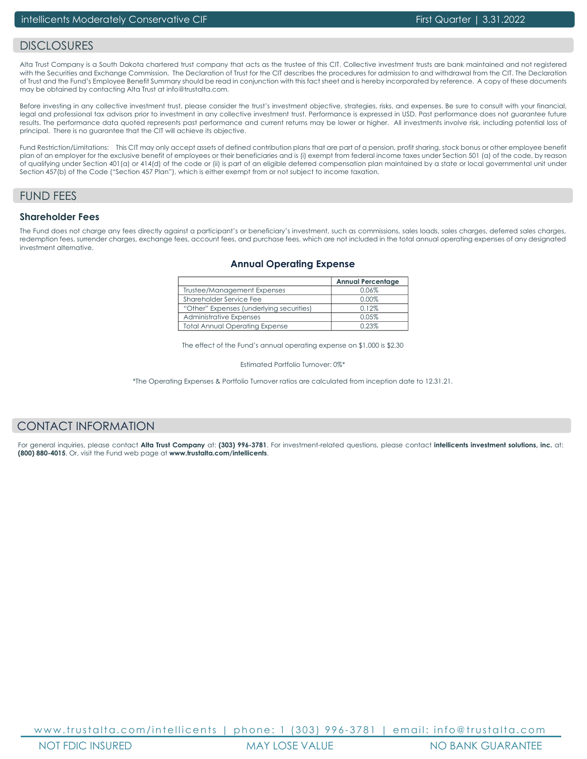## DISCLOSURES

Alta Trust Company is a South Dakota chartered trust company that acts as the trustee of this CIT. Collective investment trusts are bank maintained and not registered with the Securities and Exchange Commission. The Declaration of Trust for the CIT describes the procedures for admission to and withdrawal from the CIT. The Declaration of Trust and the Fund's Employee Benefit Summary should be read in conjunction with this fact sheet and is hereby incorporated by reference. A copy of these documents may be obtained by contacting Alta Trust at info@trustalta.com.

Before investing in any collective investment trust, please consider the trust's investment objective, strategies, risks, and expenses. Be sure to consult with your financial, legal and professional tax advisors prior to investment in any collective investment trust. Performance is expressed in USD. Past performance does not guarantee future results. The performance data quoted represents past performance and current returns may be lower or higher. All investments involve risk, including potential loss of principal. There is no guarantee that the CIT will achieve its objective.

Fund Restriction/Limitations: This CIT may only accept assets of defined contribution plans that are part of a pension, profit sharing, stock bonus or other employee benefit plan of an employer for the exclusive benefit of employees or their beneficiaries and is (i) exempt from federal income taxes under Section 501 (a) of the code, by reason of qualifying under Section 401(a) or 414(d) of the code or (ii) is part of an eligible deferred compensation plan maintained by a state or local governmental unit under Section 457(b) of the Code ("Section 457 Plan"), which is either exempt from or not subject to income taxation.

## FUND FEES

### Shareholder Fees

The Fund does not charge any fees directly against a participant's or beneficiary's investment, such as commissions, sales loads, sales charges, deferred sales charges, redemption fees, surrender charges, exchange fees, account fees, and purchase fees, which are not included in the total annual operating expenses of any designated investment alternative.

### Annual Operating Expense

| | Annual Percentage |
|---|---|
| Trustee/Management Expenses | 0.06% |
| Shareholder Service Fee | 0.00% |
| "Other" Expenses (underlying securities) | 0.12% |
| Administrative Expenses | 0.05% |
| Total Annual Operating Expense | 0.23% |

The effect of the Fund's annual operating expense on $1,000 is $2.30

Estimated Portfolio Turnover: 0%*

*The Operating Expenses & Portfolio Turnover ratios are calculated from inception date to 12.31.21.

## CONTACT INFORMATION

For general inquiries, please contact **Alta Trust Company** at: **(303) 996-3781**. For investment-related questions, please contact **intellicents investment solutions, inc.** at: **(800) 880-4015**. Or, visit the Fund web page at **www.trustalta.com/intellicents**.

NOT FDIC INSURED | MAY LOSE VALUE | NO BANK GUARANTEE